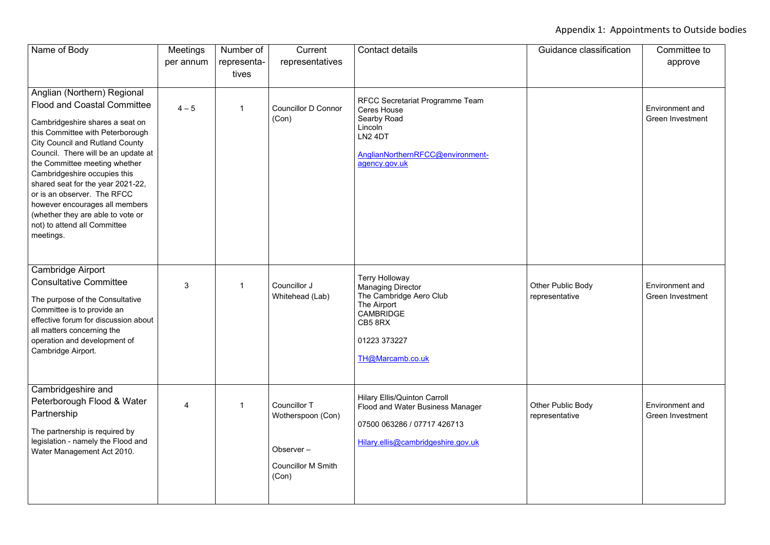Appendix 1: Appointments to Outside bodies

| Name of Body | Meetings per annum | Number of representa-tives | Current representatives | Contact details | Guidance classification | Committee to approve |
|---|---|---|---|---|---|---|
| Anglian (Northern) Regional Flood and Coastal Committee<br><br>Cambridgeshire shares a seat on this Committee with Peterborough City Council and Rutland County Council. There will be an update at the Committee meeting whether Cambridgeshire occupies this shared seat for the year 2021-22, or is an observer. The RFCC however encourages all members (whether they are able to vote or not) to attend all Committee meetings. | 4 – 5 | 1 | Councillor D Connor (Con) | RFCC Secretariat Programme Team<br>Ceres House<br>Searby Road<br>Lincoln<br>LN2 4DT<br><br>AnglianNorthernRFCC@environment-agency.gov.uk | | Environment and Green Investment |
| Cambridge Airport Consultative Committee<br><br>The purpose of the Consultative Committee is to provide an effective forum for discussion about all matters concerning the operation and development of Cambridge Airport. | 3 | 1 | Councillor J Whitehead (Lab) | Terry Holloway<br>Managing Director<br>The Cambridge Aero Club<br>The Airport<br>CAMBRIDGE<br>CB5 8RX<br><br>01223 373227<br><br>TH@Marcamb.co.uk | Other Public Body representative | Environment and Green Investment |
| Cambridgeshire and Peterborough Flood & Water Partnership<br><br>The partnership is required by legislation - namely the Flood and Water Management Act 2010. | 4 | 1 | Councillor T Wotherspoon (Con)<br><br>Observer –<br><br>Councillor M Smith (Con) | Hilary Ellis/Quinton Carroll<br>Flood and Water Business Manager<br><br>07500 063286 / 07717 426713<br><br>Hilary.ellis@cambridgeshire.gov.uk | Other Public Body representative | Environment and Green Investment |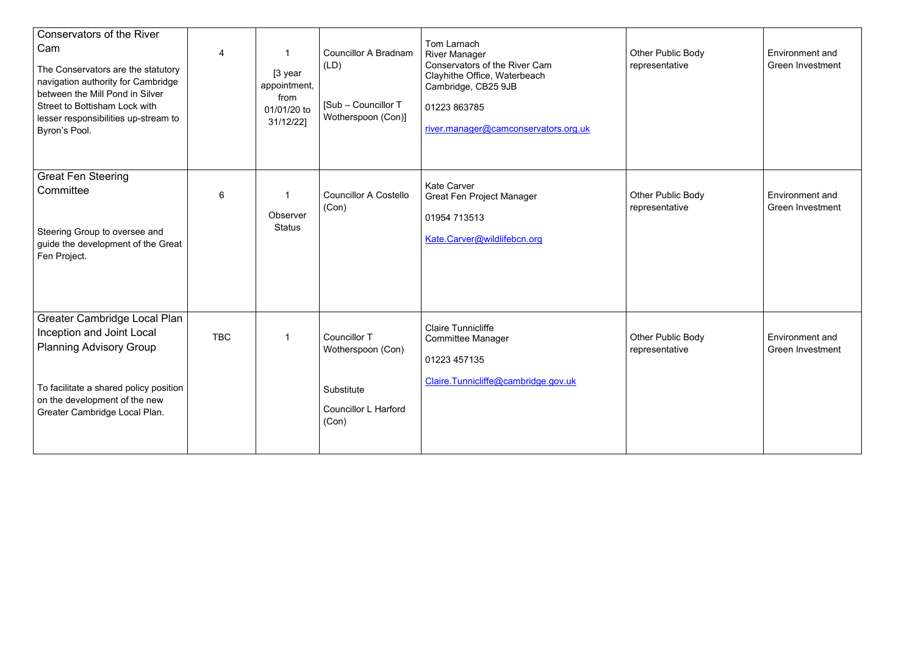| | | | | | | |
|---|---|---|---|---|---|---|
| Conservators of the River Cam<br><br>The Conservators are the statutory navigation authority for Cambridge between the Mill Pond in Silver Street to Bottisham Lock with lesser responsibilities up-stream to Byron's Pool. | 4 | 1<br><br>[3 year appointment, from 01/01/20 to 31/12/22] | Councillor A Bradnam (LD)<br><br>[Sub – Councillor T Wotherspoon (Con)] | Tom Larnach<br>River Manager<br>Conservators of the River Cam<br>Clayhithe Office, Waterbeach<br>Cambridge, CB25 9JB<br><br>01223 863785<br><br>river.manager@camconservators.org.uk | Other Public Body representative | Environment and Green Investment |
| Great Fen Steering Committee<br><br>Steering Group to oversee and guide the development of the Great Fen Project. | 6 | 1<br><br>Observer Status | Councillor A Costello (Con) | Kate Carver<br>Great Fen Project Manager<br><br>01954 713513<br><br>Kate.Carver@wildlifebcn.org | Other Public Body representative | Environment and Green Investment |
| Greater Cambridge Local Plan Inception and Joint Local Planning Advisory Group<br><br>To facilitate a shared policy position on the development of the new Greater Cambridge Local Plan. | TBC | 1 | Councillor T Wotherspoon (Con)<br><br>Substitute<br><br>Councillor L Harford (Con) | Claire Tunnicliffe<br>Committee Manager<br><br>01223 457135<br><br>Claire.Tunnicliffe@cambridge.gov.uk | Other Public Body representative | Environment and Green Investment |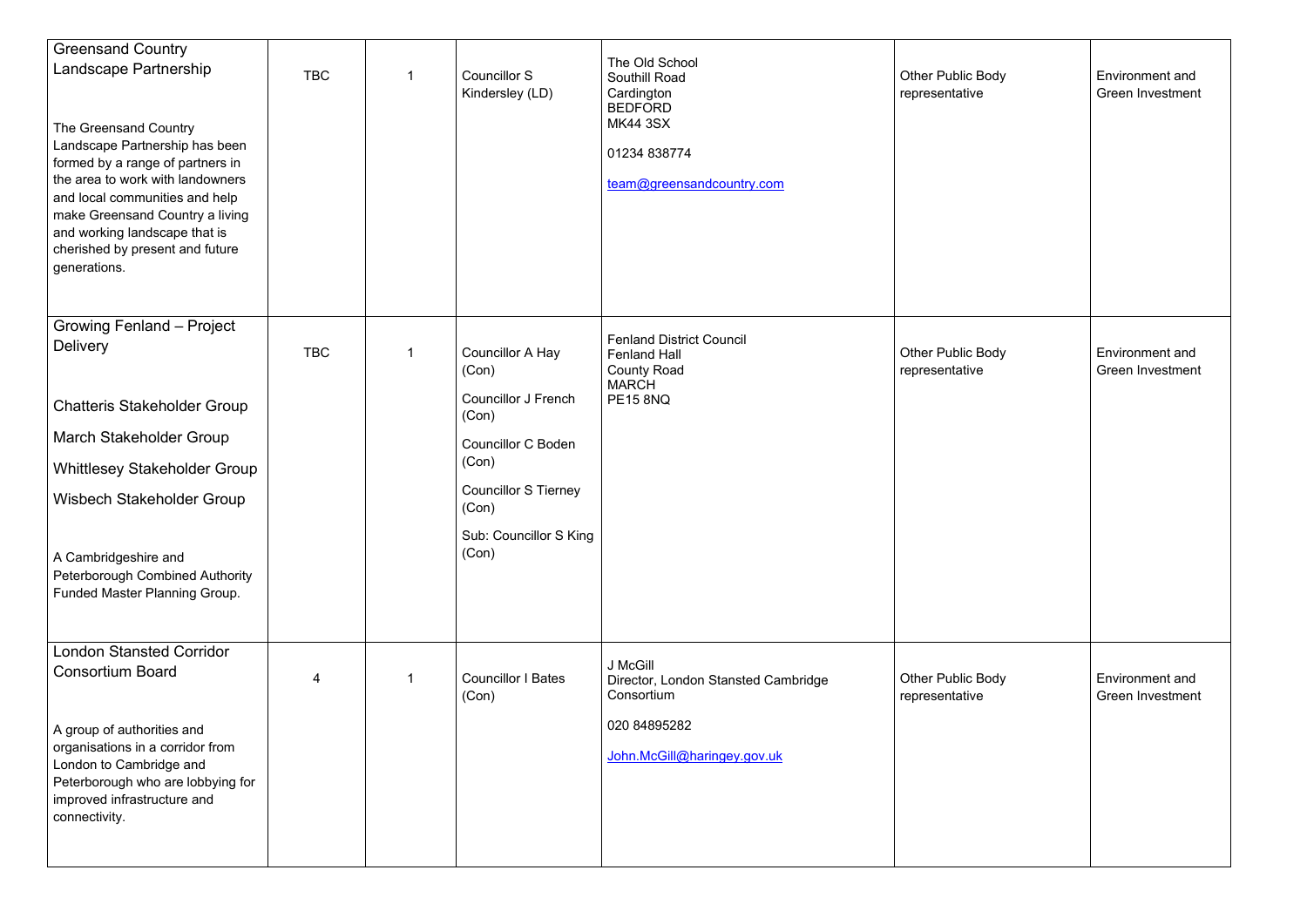| | | | | | | |
|---|---|---|---|---|---|---|
| Greensand Country Landscape Partnership<br><br>The Greensand Country Landscape Partnership has been formed by a range of partners in the area to work with landowners and local communities and help make Greensand Country a living and working landscape that is cherished by present and future generations. | TBC | 1 | Councillor S Kindersley (LD) | The Old School<br>Southill Road<br>Cardington<br>BEDFORD<br>MK44 3SX<br><br>01234 838774<br><br>team@greensandcountry.com | Other Public Body representative | Environment and Green Investment |
| Growing Fenland – Project Delivery<br><br>Chatteris Stakeholder Group<br><br>March Stakeholder Group<br><br>Whittlesey Stakeholder Group<br><br>Wisbech Stakeholder Group<br><br>A Cambridgeshire and Peterborough Combined Authority Funded Master Planning Group. | TBC | 1 | Councillor A Hay (Con)<br><br>Councillor J French (Con)<br><br>Councillor C Boden (Con)<br><br>Councillor S Tierney (Con)<br><br>Sub: Councillor S King (Con) | Fenland District Council<br>Fenland Hall<br>County Road<br>MARCH<br>PE15 8NQ | Other Public Body representative | Environment and Green Investment |
| London Stansted Corridor Consortium Board<br><br>A group of authorities and organisations in a corridor from London to Cambridge and Peterborough who are lobbying for improved infrastructure and connectivity. | 4 | 1 | Councillor I Bates (Con) | J McGill<br>Director, London Stansted Cambridge Consortium<br><br>020 84895282<br><br>John.McGill@haringey.gov.uk | Other Public Body representative | Environment and Green Investment |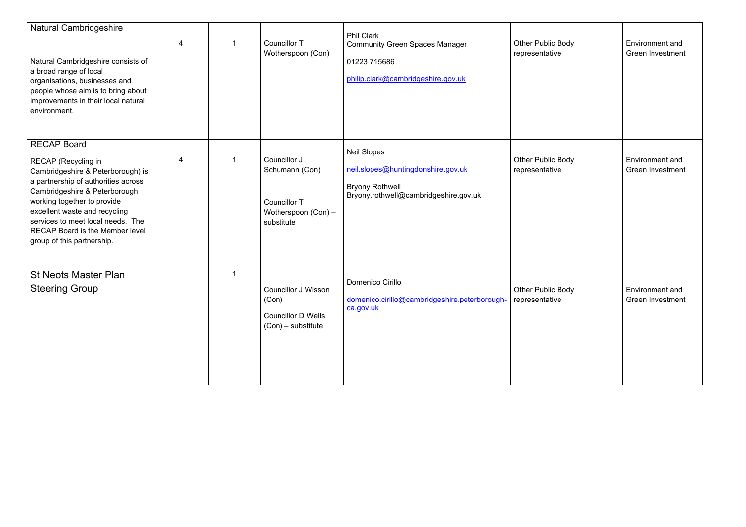| | | | | | | |
|---|---|---|---|---|---|---|
| Natural Cambridgeshire<br><br>Natural Cambridgeshire consists of a broad range of local organisations, businesses and people whose aim is to bring about improvements in their local natural environment. | 4 | 1 | Councillor T Wotherspoon (Con) | Phil Clark<br>Community Green Spaces Manager<br><br>01223 715686<br><br>philip.clark@cambridgeshire.gov.uk | Other Public Body representative | Environment and Green Investment |
| RECAP Board<br><br>RECAP (Recycling in Cambridgeshire & Peterborough) is a partnership of authorities across Cambridgeshire & Peterborough working together to provide excellent waste and recycling services to meet local needs. The RECAP Board is the Member level group of this partnership. | 4 | 1 | Councillor J Schumann (Con)<br><br>Councillor T Wotherspoon (Con) – substitute | Neil Slopes<br><br>neil.slopes@huntingdonshire.gov.uk<br><br>Bryony Rothwell<br>Bryony.rothwell@cambridgeshire.gov.uk | Other Public Body representative | Environment and Green Investment |
| St Neots Master Plan Steering Group | | 1 | Councillor J Wisson (Con)<br><br>Councillor D Wells (Con) – substitute | Domenico Cirillo<br><br>domenico.cirillo@cambridgeshire.peterborough-ca.gov.uk | Other Public Body representative | Environment and Green Investment |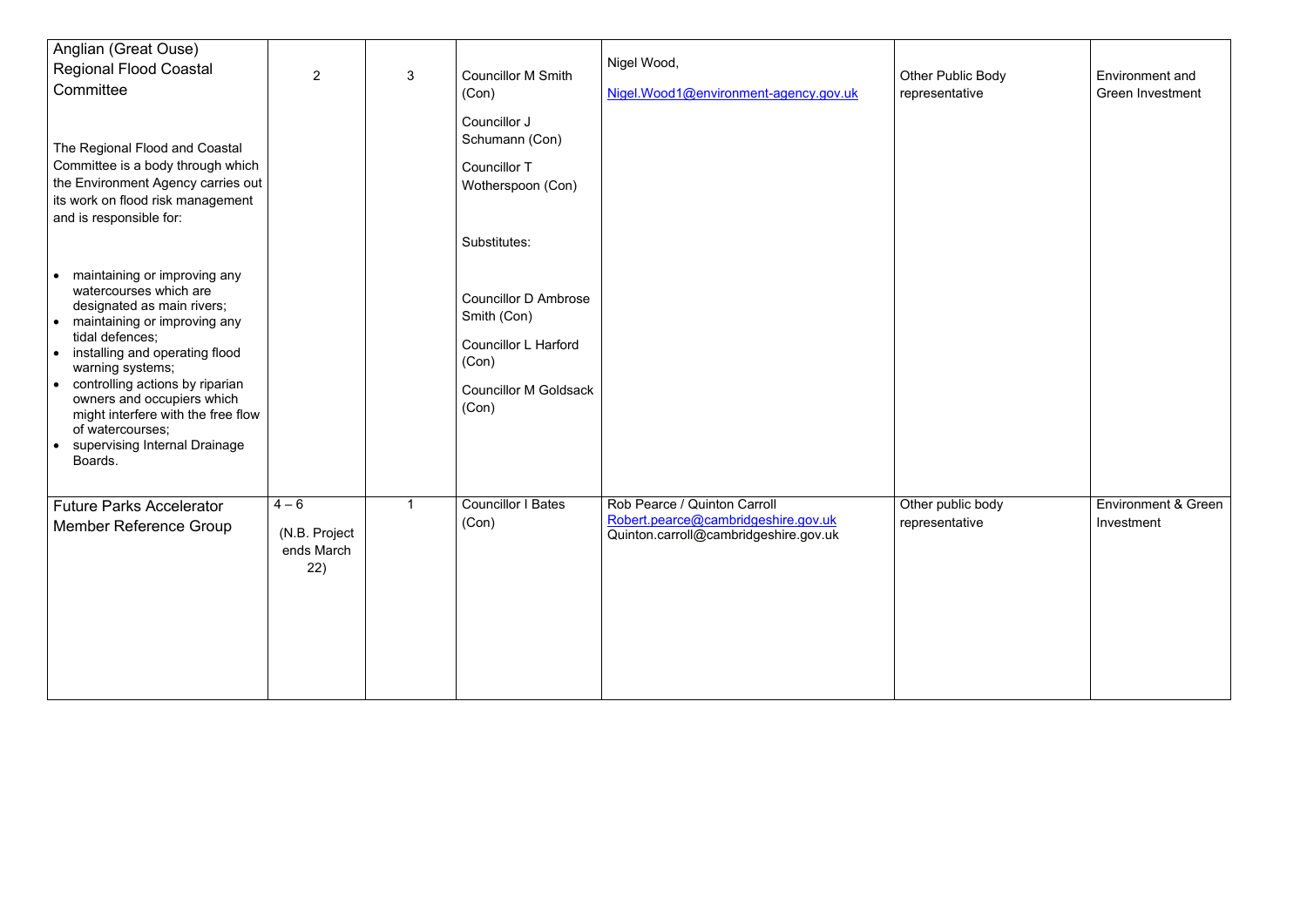| Anglian (Great Ouse) Regional Flood Coastal Committee<br><br>The Regional Flood and Coastal Committee is a body through which the Environment Agency carries out its work on flood risk management and is responsible for:<br><br>• maintaining or improving any watercourses which are designated as main rivers;<br>• maintaining or improving any tidal defences;<br>• installing and operating flood warning systems;<br>• controlling actions by riparian owners and occupiers which might interfere with the free flow of watercourses;<br>• supervising Internal Drainage Boards. | 2 | 3 | Councillor M Smith (Con)<br><br>Councillor J Schumann (Con)<br><br>Councillor T Wotherspoon (Con)<br><br>Substitutes:<br><br>Councillor D Ambrose Smith (Con)<br><br>Councillor L Harford (Con)<br><br>Councillor M Goldsack (Con) | Nigel Wood,<br><br>Nigel.Wood1@environment-agency.gov.uk | Other Public Body representative | Environment and Green Investment |
|---|---|---|---|---|---|---|
| Future Parks Accelerator Member Reference Group | 4 – 6<br><br>(N.B. Project ends March 22) | 1 | Councillor I Bates (Con) | Rob Pearce / Quinton Carroll<br>Robert.pearce@cambridgeshire.gov.uk<br>Quinton.carroll@cambridgeshire.gov.uk | Other public body representative | Environment & Green Investment |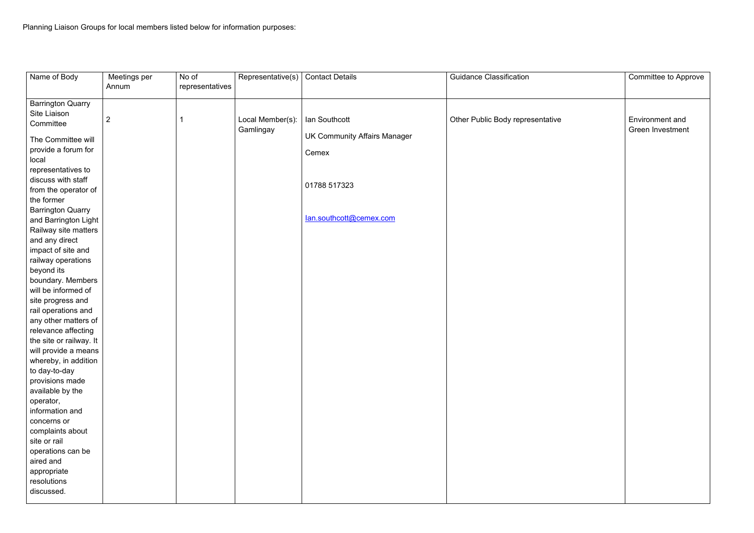Planning Liaison Groups for local members listed below for information purposes:

| Name of Body | Meetings per Annum | No of representatives | Representative(s) | Contact Details | Guidance Classification | Committee to Approve |
|---|---|---|---|---|---|---|
| Barrington Quarry Site Liaison Committee<br><br>The Committee will provide a forum for local representatives to discuss with staff from the operator of the former Barrington Quarry and Barrington Light Railway site matters and any direct impact of site and railway operations beyond its boundary. Members will be informed of site progress and rail operations and any other matters of relevance affecting the site or railway. It will provide a means whereby, in addition to day-to-day provisions made available by the operator, information and concerns or complaints about site or rail operations can be aired and appropriate resolutions discussed. | 2 | 1 | Local Member(s): Gamlingay | Ian Southcott<br><br>UK Community Affairs Manager<br><br>Cemex<br><br>01788 517323<br><br>Ian.southcott@cemex.com | Other Public Body representative | Environment and Green Investment |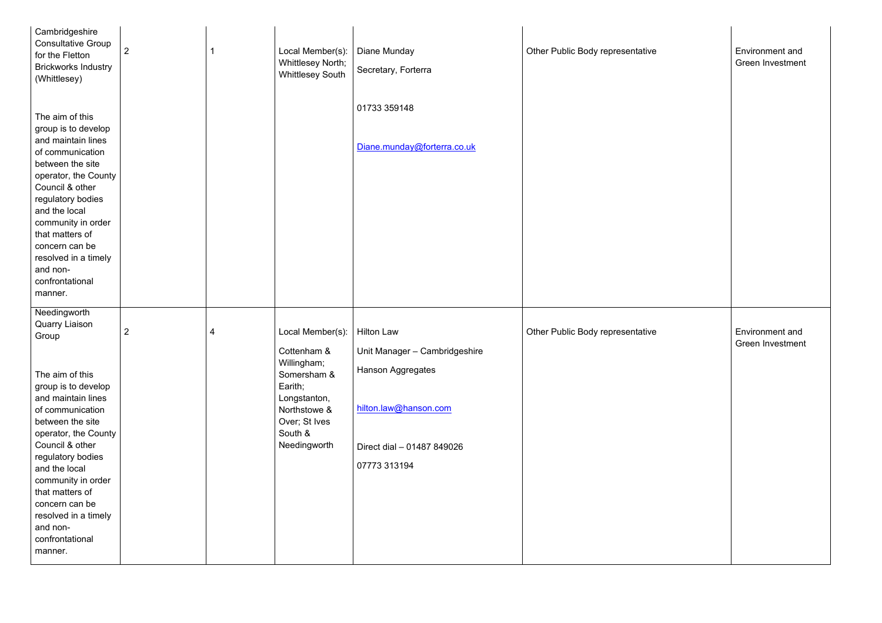| | | | | | | |
|---|---|---|---|---|---|---|
| Cambridgeshire Consultative Group for the Fletton Brickworks Industry (Whittlesey)<br><br>The aim of this group is to develop and maintain lines of communication between the site operator, the County Council & other regulatory bodies and the local community in order that matters of concern can be resolved in a timely and non-confrontational manner. | 2 | 1 | Local Member(s): Whittlesey North; Whittlesey South | Diane Munday<br><br>Secretary, Forterra<br><br>01733 359148<br><br>Diane.munday@forterra.co.uk | Other Public Body representative | Environment and Green Investment |
| Needingworth Quarry Liaison Group<br><br>The aim of this group is to develop and maintain lines of communication between the site operator, the County Council & other regulatory bodies and the local community in order that matters of concern can be resolved in a timely and non-confrontational manner. | 2 | 4 | Local Member(s):<br><br>Cottenham & Willingham; Somersham & Earith; Longstanton, Northstowe & Over; St Ives South & Needingworth | Hilton Law<br><br>Unit Manager – Cambridgeshire<br><br>Hanson Aggregates<br><br>hilton.law@hanson.com<br><br>Direct dial – 01487 849026<br><br>07773 313194 | Other Public Body representative | Environment and Green Investment |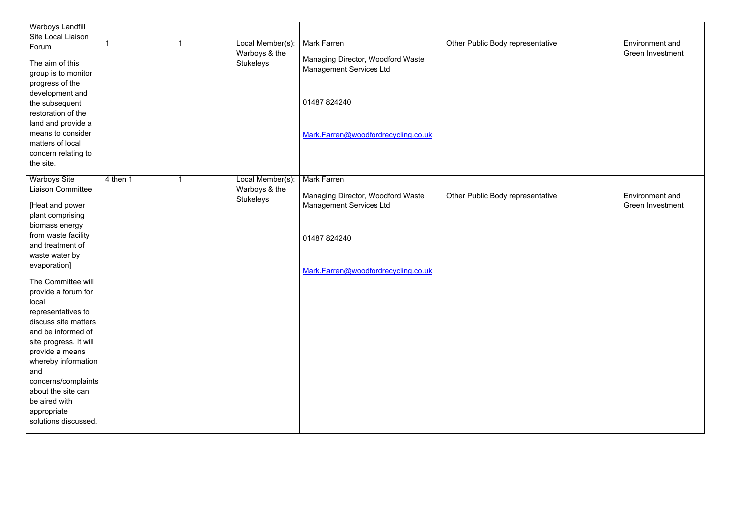| | | | | | | |
|---|---|---|---|---|---|---|
| Warboys Landfill Site Local Liaison Forum<br><br>The aim of this group is to monitor progress of the development and the subsequent restoration of the land and provide a means to consider matters of local concern relating to the site. | 1 | 1 | Local Member(s): Warboys & the Stukeleys | Mark Farren<br><br>Managing Director, Woodford Waste Management Services Ltd<br><br>01487 824240<br><br>Mark.Farren@woodfordrecycling.co.uk | Other Public Body representative | Environment and Green Investment |
| Warboys Site Liaison Committee<br><br>[Heat and power plant comprising biomass energy from waste facility and treatment of waste water by evaporation]<br><br>The Committee will provide a forum for local representatives to discuss site matters and be informed of site progress. It will provide a means whereby information and concerns/complaints about the site can be aired with appropriate solutions discussed. | 4 then 1 | 1 | Local Member(s): Warboys & the Stukeleys | Mark Farren<br><br>Managing Director, Woodford Waste Management Services Ltd<br><br>01487 824240<br><br>Mark.Farren@woodfordrecycling.co.uk | Other Public Body representative | Environment and Green Investment |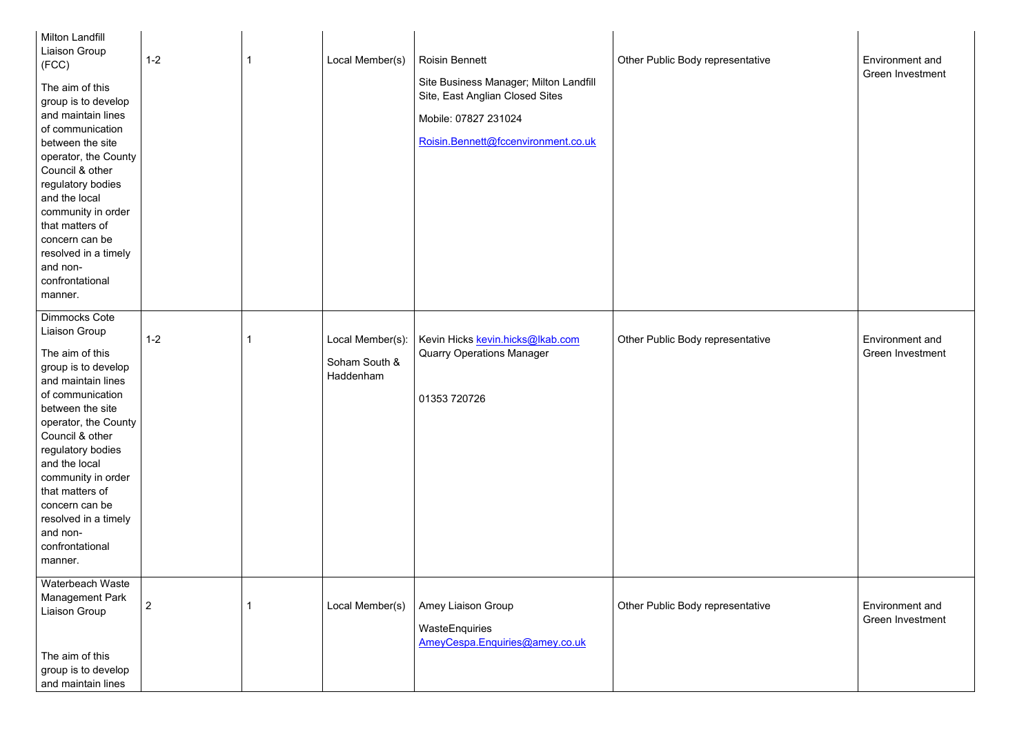| | | | | | | |
|---|---|---|---|---|---|---|
| Milton Landfill Liaison Group (FCC)<br><br>The aim of this group is to develop and maintain lines of communication between the site operator, the County Council & other regulatory bodies and the local community in order that matters of concern can be resolved in a timely and non-confrontational manner. | 1-2 | 1 | Local Member(s) | Roisin Bennett<br><br>Site Business Manager; Milton Landfill Site, East Anglian Closed Sites<br><br>Mobile: 07827 231024<br><br>Roisin.Bennett@fccenvironment.co.uk | Other Public Body representative | Environment and Green Investment |
| Dimmocks Cote Liaison Group<br><br>The aim of this group is to develop and maintain lines of communication between the site operator, the County Council & other regulatory bodies and the local community in order that matters of concern can be resolved in a timely and non-confrontational manner. | 1-2 | 1 | Local Member(s):<br><br>Soham South & Haddenham | Kevin Hicks kevin.hicks@lkab.com<br>Quarry Operations Manager<br><br>01353 720726 | Other Public Body representative | Environment and Green Investment |
| Waterbeach Waste Management Park Liaison Group<br><br>The aim of this group is to develop and maintain lines | 2 | 1 | Local Member(s) | Amey Liaison Group<br><br>WasteEnquiries<br>AmeyCespa.Enquiries@amey.co.uk | Other Public Body representative | Environment and Green Investment |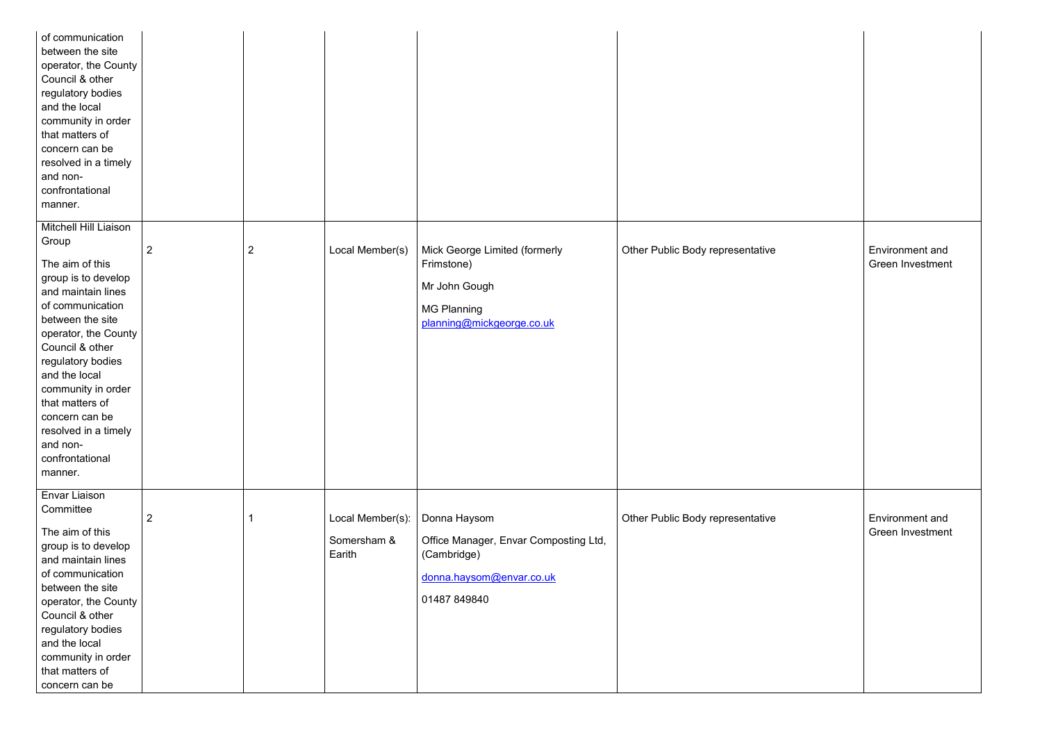| | | | | | | |
|---|---|---|---|---|---|---|
| of communication between the site operator, the County Council & other regulatory bodies and the local community in order that matters of concern can be resolved in a timely and non-confrontational manner. | | | | | | |
| Mitchell Hill Liaison Group<br><br>The aim of this group is to develop and maintain lines of communication between the site operator, the County Council & other regulatory bodies and the local community in order that matters of concern can be resolved in a timely and non-confrontational manner. | 2 | 2 | Local Member(s) | Mick George Limited (formerly Frimstone)<br><br>Mr John Gough<br><br>MG Planning<br>planning@mickgeorge.co.uk | Other Public Body representative | Environment and Green Investment |
| Envar Liaison Committee<br><br>The aim of this group is to develop and maintain lines of communication between the site operator, the County Council & other regulatory bodies and the local community in order that matters of concern can be | 2 | 1 | Local Member(s):<br><br>Somersham & Earith | Donna Haysom<br><br>Office Manager, Envar Composting Ltd, (Cambridge)<br><br>donna.haysom@envar.co.uk<br><br>01487 849840 | Other Public Body representative | Environment and Green Investment |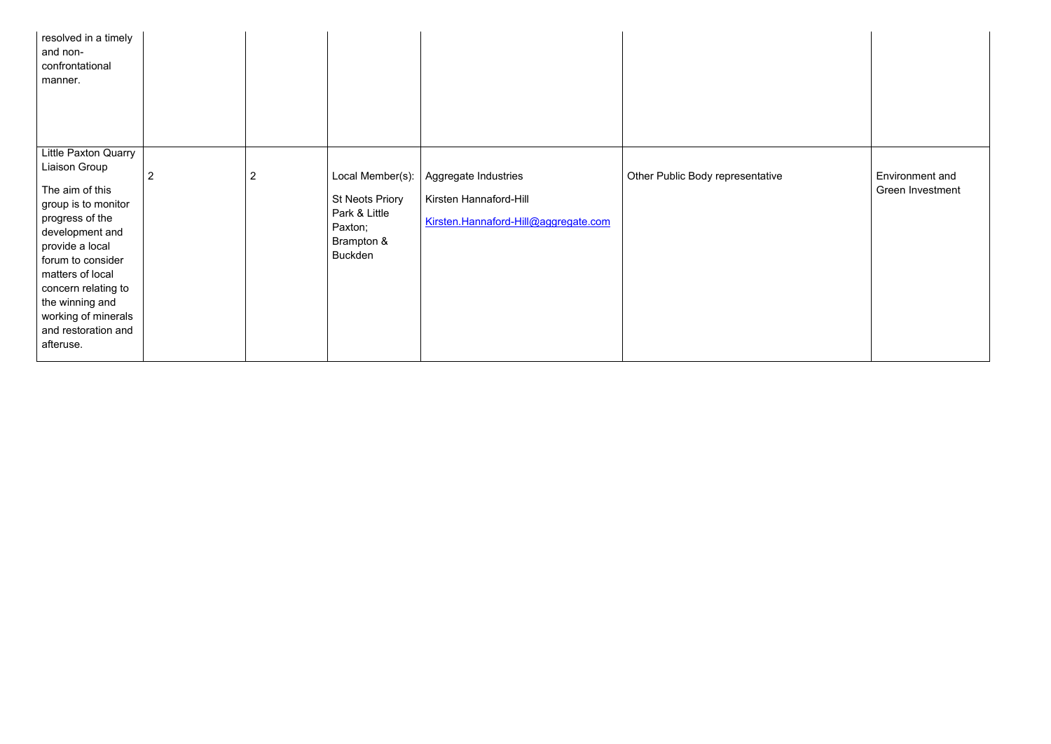| | | | | | | |
|---|---|---|---|---|---|---|
| resolved in a timely and non-confrontational manner. | | | | | | |
| Little Paxton Quarry Liaison Group<br><br>The aim of this group is to monitor progress of the development and provide a local forum to consider matters of local concern relating to the winning and working of minerals and restoration and afteruse. | 2 | 2 | Local Member(s):<br><br>St Neots Priory Park & Little Paxton;<br>Brampton & Buckden | Aggregate Industries<br><br>Kirsten Hannaford-Hill<br><br>Kirsten.Hannaford-Hill@aggregate.com | Other Public Body representative | Environment and Green Investment |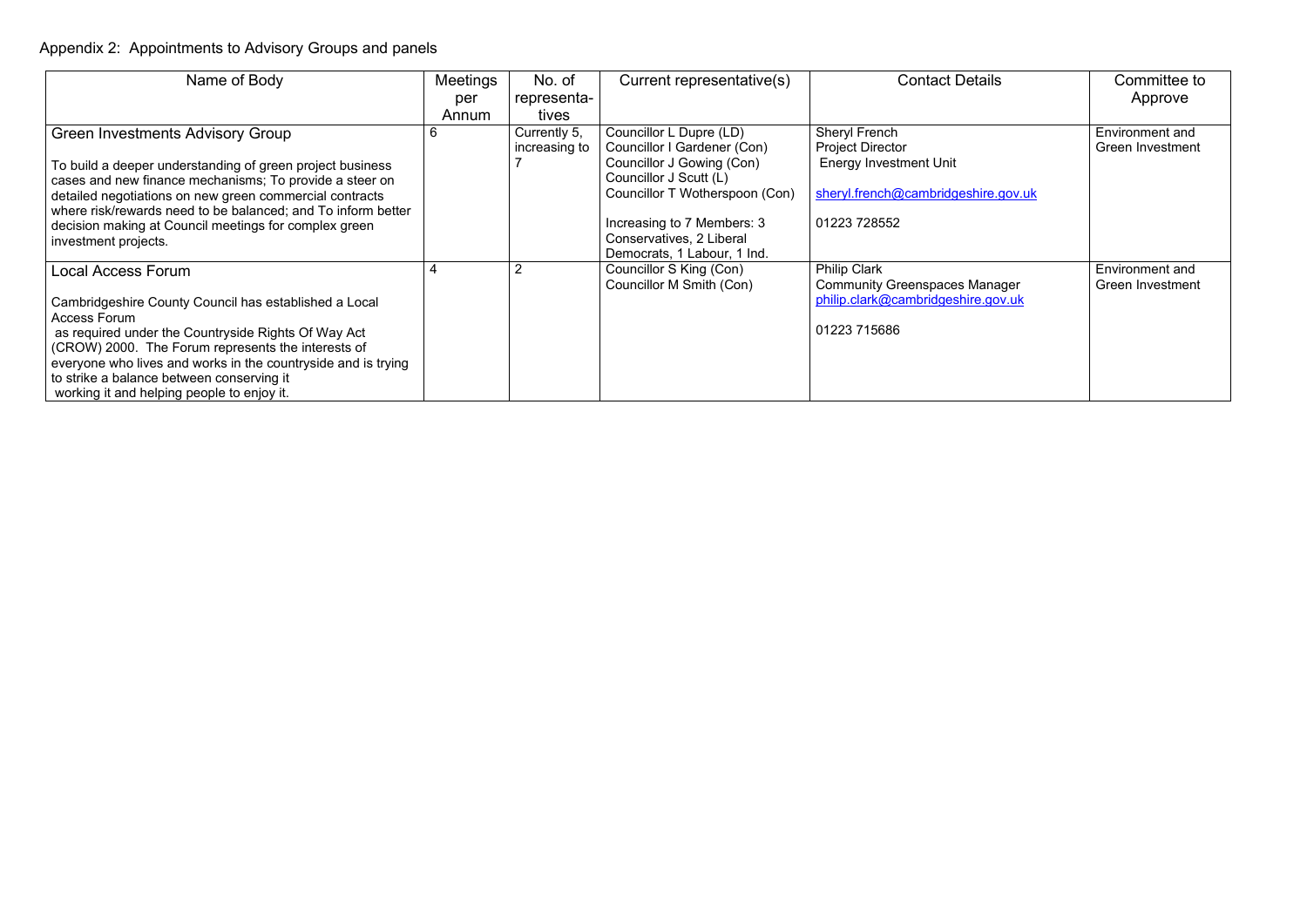Appendix 2: Appointments to Advisory Groups and panels

| Name of Body | Meetings per Annum | No. of representa-tives | Current representative(s) | Contact Details | Committee to Approve |
|---|---|---|---|---|---|
| Green Investments Advisory Group<br><br>To build a deeper understanding of green project business cases and new finance mechanisms; To provide a steer on detailed negotiations on new green commercial contracts where risk/rewards need to be balanced; and To inform better decision making at Council meetings for complex green investment projects. | 6 | Currently 5, increasing to 7 | Councillor L Dupre (LD)<br>Councillor I Gardener (Con)<br>Councillor J Gowing (Con)<br>Councillor J Scutt (L)<br>Councillor T Wotherspoon (Con)<br><br>Increasing to 7 Members: 3 Conservatives, 2 Liberal Democrats, 1 Labour, 1 Ind. | Sheryl French<br>Project Director<br>Energy Investment Unit<br><br>sheryl.french@cambridgeshire.gov.uk<br><br>01223 728552 | Environment and Green Investment |
| Local Access Forum<br><br>Cambridgeshire County Council has established a Local Access Forum as required under the Countryside Rights Of Way Act (CROW) 2000. The Forum represents the interests of everyone who lives and works in the countryside and is trying to strike a balance between conserving it working it and helping people to enjoy it. | 4 | 2 | Councillor S King (Con)<br>Councillor M Smith (Con) | Philip Clark<br>Community Greenspaces Manager<br>philip.clark@cambridgeshire.gov.uk<br><br>01223 715686 | Environment and Green Investment |